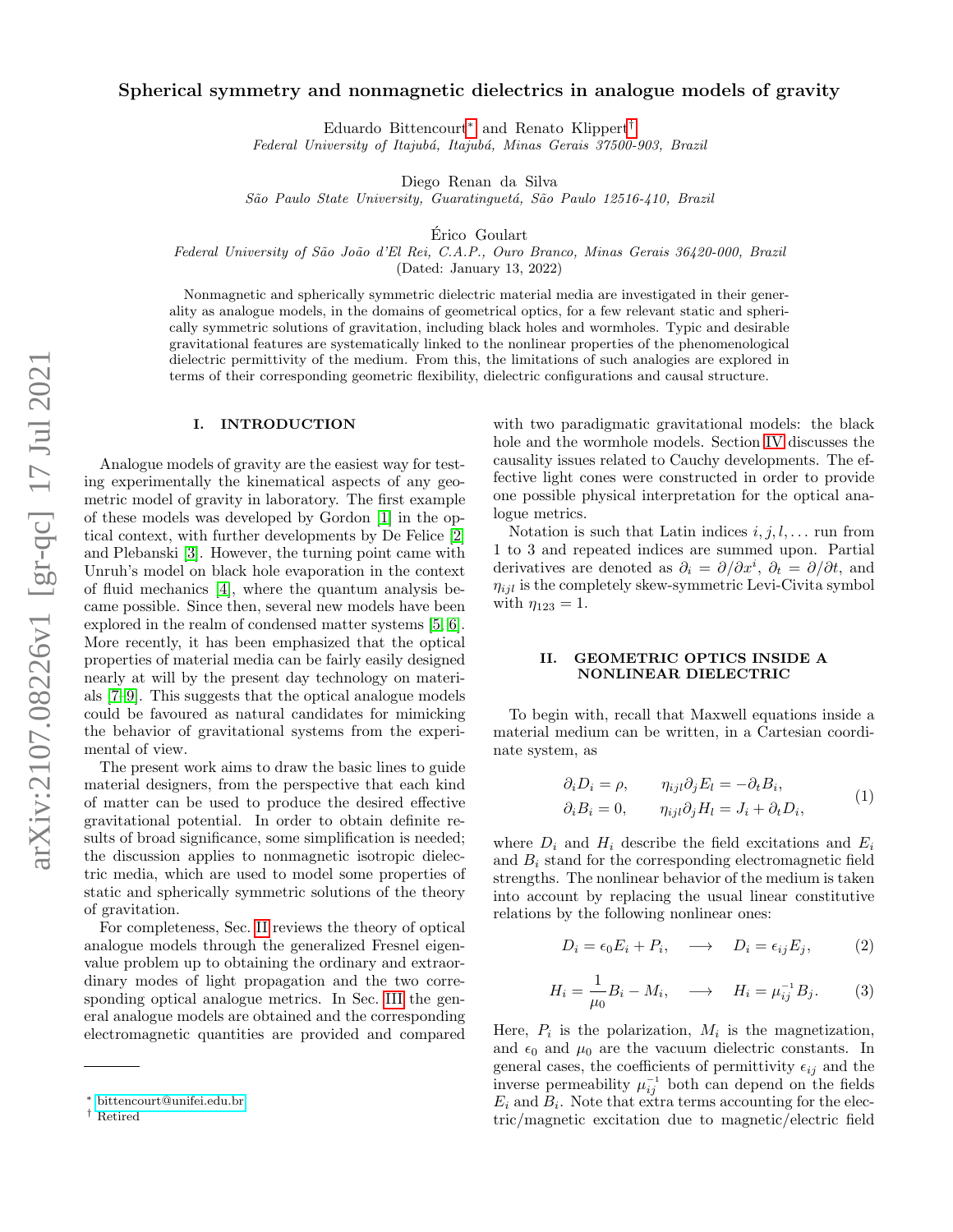# Spherical symmetry and nonmagnetic dielectrics in analogue models of gravity

Eduardo Bittencourt[*] and Renato Klippert[†]
*Federal University of Itajubá, Itajubá, Minas Gerais 37500-903, Brazil*

Diego Renan da Silva
*São Paulo State University, Guaratinguetá, São Paulo 12516-410, Brazil*

Érico Goulart
*Federal University of São João d'El Rei, C.A.P., Ouro Branco, Minas Gerais 36420-000, Brazil*
(Dated: January 13, 2022)

Nonmagnetic and spherically symmetric dielectric material media are investigated in their generality as analogue models, in the domains of geometrical optics, for a few relevant static and spherically symmetric solutions of gravitation, including black holes and wormholes. Typic and desirable gravitational features are systematically linked to the nonlinear properties of the phenomenological dielectric permittivity of the medium. From this, the limitations of such analogies are explored in terms of their corresponding geometric flexibility, dielectric configurations and causal structure.

## I. INTRODUCTION

Analogue models of gravity are the easiest way for testing experimentally the kinematical aspects of any geometric model of gravity in laboratory. The first example of these models was developed by Gordon [1] in the optical context, with further developments by De Felice [2] and Plebanski [3]. However, the turning point came with Unruh's model on black hole evaporation in the context of fluid mechanics [4], where the quantum analysis became possible. Since then, several new models have been explored in the realm of condensed matter systems [5, 6]. More recently, it has been emphasized that the optical properties of material media can be fairly easily designed nearly at will by the present day technology on materials [7–9]. This suggests that the optical analogue models could be favoured as natural candidates for mimicking the behavior of gravitational systems from the experimental of view.

The present work aims to draw the basic lines to guide material designers, from the perspective that each kind of matter can be used to produce the desired effective gravitational potential. In order to obtain definite results of broad significance, some simplification is needed; the discussion applies to nonmagnetic isotropic dielectric media, which are used to model some properties of static and spherically symmetric solutions of the theory of gravitation.

For completeness, Sec. II reviews the theory of optical analogue models through the generalized Fresnel eigenvalue problem up to obtaining the ordinary and extraordinary modes of light propagation and the two corresponding optical analogue metrics. In Sec. III the general analogue models are obtained and the corresponding electromagnetic quantities are provided and compared with two paradigmatic gravitational models: the black hole and the wormhole models. Section IV discusses the causality issues related to Cauchy developments. The effective light cones were constructed in order to provide one possible physical interpretation for the optical analogue metrics.

Notation is such that Latin indices $i, j, l, \ldots$ run from 1 to 3 and repeated indices are summed upon. Partial derivatives are denoted as $\partial_i = \partial/\partial x^i$, $\partial_t = \partial/\partial t$, and $\eta_{ijl}$ is the completely skew-symmetric Levi-Civita symbol with $\eta_{123} = 1$.

## II. GEOMETRIC OPTICS INSIDE A NONLINEAR DIELECTRIC

To begin with, recall that Maxwell equations inside a material medium can be written, in a Cartesian coordinate system, as

$$\begin{aligned} \partial_i D_i = \rho, \qquad & \eta_{ijl}\partial_j E_l = -\partial_t B_i, \\ \partial_i B_i = 0, \qquad & \eta_{ijl}\partial_j H_l = J_i + \partial_t D_i, \end{aligned} \tag{1}$$

where $D_i$ and $H_i$ describe the field excitations and $E_i$ and $B_i$ stand for the corresponding electromagnetic field strengths. The nonlinear behavior of the medium is taken into account by replacing the usual linear constitutive relations by the following nonlinear ones:

$$D_i = \epsilon_0 E_i + P_i, \quad \longrightarrow \quad D_i = \epsilon_{ij} E_j, \tag{2}$$

$$H_i = \frac{1}{\mu_0} B_i - M_i, \quad \longrightarrow \quad H_i = \mu^{-1}_{ij} B_j. \tag{3}$$

Here, $P_i$ is the polarization, $M_i$ is the magnetization, and $\epsilon_0$ and $\mu_0$ are the vacuum dielectric constants. In general cases, the coefficients of permittivity $\epsilon_{ij}$ and the inverse permeability $\mu^{-1}_{ij}$ both can depend on the fields $E_i$ and $B_i$. Note that extra terms accounting for the electric/magnetic excitation due to magnetic/electric field

---

[*] bittencourt@unifei.edu.br
[†] Retired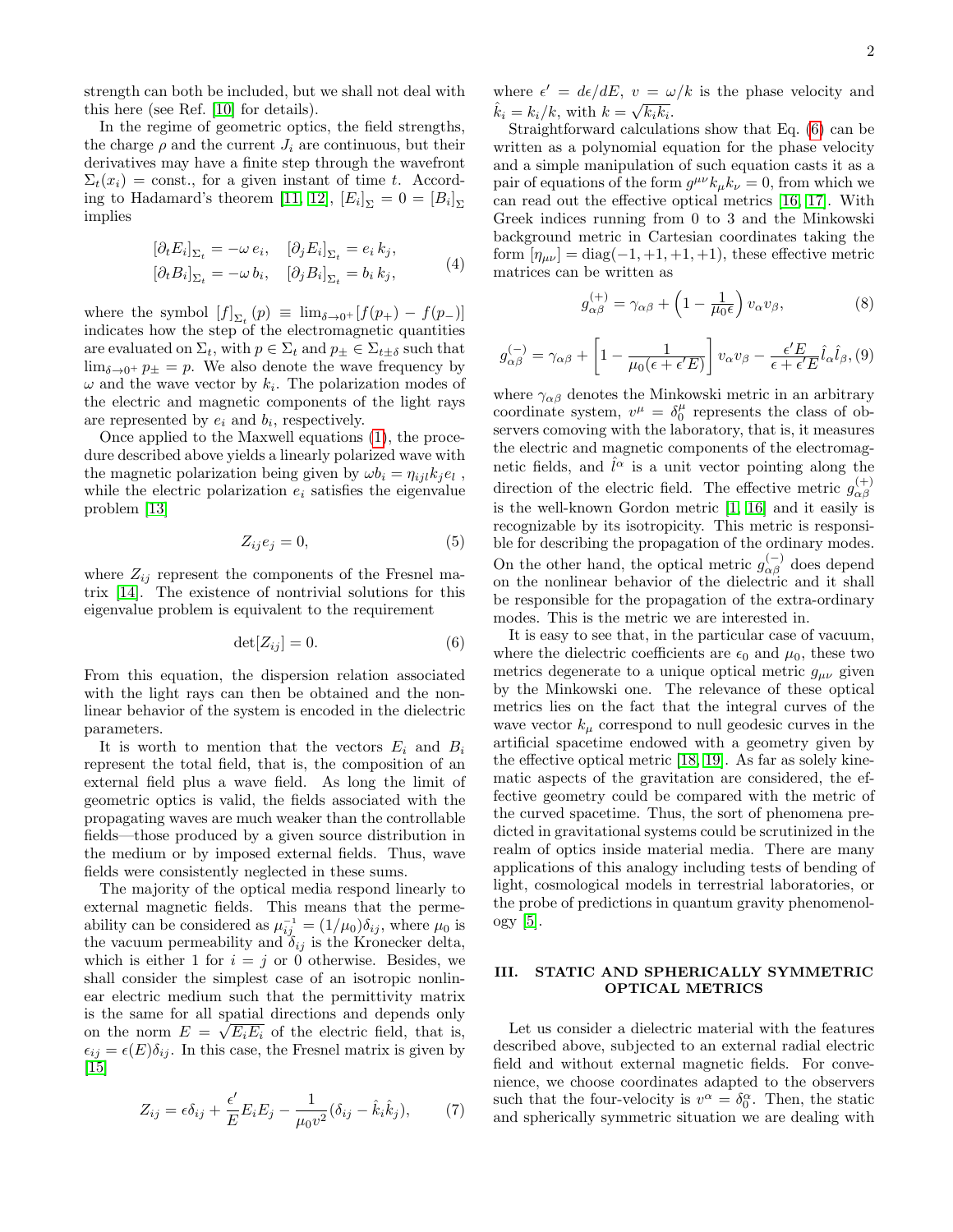strength can both be included, but we shall not deal with this here (see Ref. [10] for details).

In the regime of geometric optics, the field strengths, the charge $\rho$ and the current $J_i$ are continuous, but their derivatives may have a finite step through the wavefront $\Sigma_t(x_i) = \text{const.}$, for a given instant of time $t$. According to Hadamard's theorem [11, 12], $[E_i]_\Sigma = 0 = [B_i]_\Sigma$ implies

$$
\begin{aligned}
[\partial_t E_i]_{\Sigma_t} &= -\omega\, e_i, \quad [\partial_j E_i]_{\Sigma_t} = e_i\, k_j, \\
[\partial_t B_i]_{\Sigma_t} &= -\omega\, b_i, \quad [\partial_j B_i]_{\Sigma_t} = b_i\, k_j,
\end{aligned} \tag{4}
$$

where the symbol $[f]_{\Sigma_t}(p) \equiv \lim_{\delta\to 0^+}[f(p_+) - f(p_-)]$ indicates how the step of the electromagnetic quantities are evaluated on $\Sigma_t$, with $p \in \Sigma_t$ and $p_\pm \in \Sigma_{t\pm\delta}$ such that $\lim_{\delta\to 0^+} p_\pm = p$. We also denote the wave frequency by $\omega$ and the wave vector by $k_i$. The polarization modes of the electric and magnetic components of the light rays are represented by $e_i$ and $b_i$, respectively.

Once applied to the Maxwell equations (1), the procedure described above yields a linearly polarized wave with the magnetic polarization being given by $\omega b_i = \eta_{ijl} k_j e_l$, while the electric polarization $e_i$ satisfies the eigenvalue problem [13]

$$
Z_{ij} e_j = 0, \tag{5}
$$

where $Z_{ij}$ represent the components of the Fresnel matrix [14]. The existence of nontrivial solutions for this eigenvalue problem is equivalent to the requirement

$$
\det[Z_{ij}] = 0. \tag{6}
$$

From this equation, the dispersion relation associated with the light rays can then be obtained and the nonlinear behavior of the system is encoded in the dielectric parameters.

It is worth to mention that the vectors $E_i$ and $B_i$ represent the total field, that is, the composition of an external field plus a wave field. As long the limit of geometric optics is valid, the fields associated with the propagating waves are much weaker than the controllable fields—those produced by a given source distribution in the medium or by imposed external fields. Thus, wave fields were consistently neglected in these sums.

The majority of the optical media respond linearly to external magnetic fields. This means that the permeability can be considered as $\mu^{-1}_{ij} = (1/\mu_0)\delta_{ij}$, where $\mu_0$ is the vacuum permeability and $\delta_{ij}$ is the Kronecker delta, which is either 1 for $i = j$ or 0 otherwise. Besides, we shall consider the simplest case of an isotropic nonlinear electric medium such that the permittivity matrix is the same for all spatial directions and depends only on the norm $E = \sqrt{E_i E_i}$ of the electric field, that is, $\epsilon_{ij} = \epsilon(E)\delta_{ij}$. In this case, the Fresnel matrix is given by [15]

$$
Z_{ij} = \epsilon \delta_{ij} + \frac{\epsilon'}{E} E_i E_j - \frac{1}{\mu_0 v^2}(\delta_{ij} - \hat{k}_i \hat{k}_j), \tag{7}
$$

where $\epsilon' = d\epsilon/dE$, $v = \omega/k$ is the phase velocity and $\hat{k}_i = k_i/k$, with $k = \sqrt{k_i k_i}$.

Straightforward calculations show that Eq. (6) can be written as a polynomial equation for the phase velocity and a simple manipulation of such equation casts it as a pair of equations of the form $g^{\mu\nu} k_\mu k_\nu = 0$, from which we can read out the effective optical metrics [16, 17]. With Greek indices running from 0 to 3 and the Minkowski background metric in Cartesian coordinates taking the form $[\eta_{\mu\nu}] = \text{diag}(-1, +1, +1, +1)$, these effective metric matrices can be written as

$$
g^{(+)}_{\alpha\beta} = \gamma_{\alpha\beta} + \left(1 - \frac{1}{\mu_0 \epsilon}\right) v_\alpha v_\beta, \tag{8}
$$

$$
g^{(-)}_{\alpha\beta} = \gamma_{\alpha\beta} + \left[1 - \frac{1}{\mu_0(\epsilon + \epsilon' E)}\right] v_\alpha v_\beta - \frac{\epsilon' E}{\epsilon + \epsilon' E} \hat{l}_\alpha \hat{l}_\beta, \tag{9}
$$

where $\gamma_{\alpha\beta}$ denotes the Minkowski metric in an arbitrary coordinate system, $v^\mu = \delta^\mu_0$ represents the class of observers comoving with the laboratory, that is, it measures the electric and magnetic components of the electromagnetic fields, and $\hat{l}^\alpha$ is a unit vector pointing along the direction of the electric field. The effective metric $g^{(+)}_{\alpha\beta}$ is the well-known Gordon metric [1, 16] and it easily is recognizable by its isotropicity. This metric is responsible for describing the propagation of the ordinary modes. On the other hand, the optical metric $g^{(-)}_{\alpha\beta}$ does depend on the nonlinear behavior of the dielectric and it shall be responsible for the propagation of the extra-ordinary modes. This is the metric we are interested in.

It is easy to see that, in the particular case of vacuum, where the dielectric coefficients are $\epsilon_0$ and $\mu_0$, these two metrics degenerate to a unique optical metric $g_{\mu\nu}$ given by the Minkowski one. The relevance of these optical metrics lies on the fact that the integral curves of the wave vector $k_\mu$ correspond to null geodesic curves in the artificial spacetime endowed with a geometry given by the effective optical metric [18, 19]. As far as solely kinematic aspects of the gravitation are considered, the effective geometry could be compared with the metric of the curved spacetime. Thus, the sort of phenomena predicted in gravitational systems could be scrutinized in the realm of optics inside material media. There are many applications of this analogy including tests of bending of light, cosmological models in terrestrial laboratories, or the probe of predictions in quantum gravity phenomenology [5].

## III. STATIC AND SPHERICALLY SYMMETRIC OPTICAL METRICS

Let us consider a dielectric material with the features described above, subjected to an external radial electric field and without external magnetic fields. For convenience, we choose coordinates adapted to the observers such that the four-velocity is $v^\alpha = \delta^\alpha_0$. Then, the static and spherically symmetric situation we are dealing with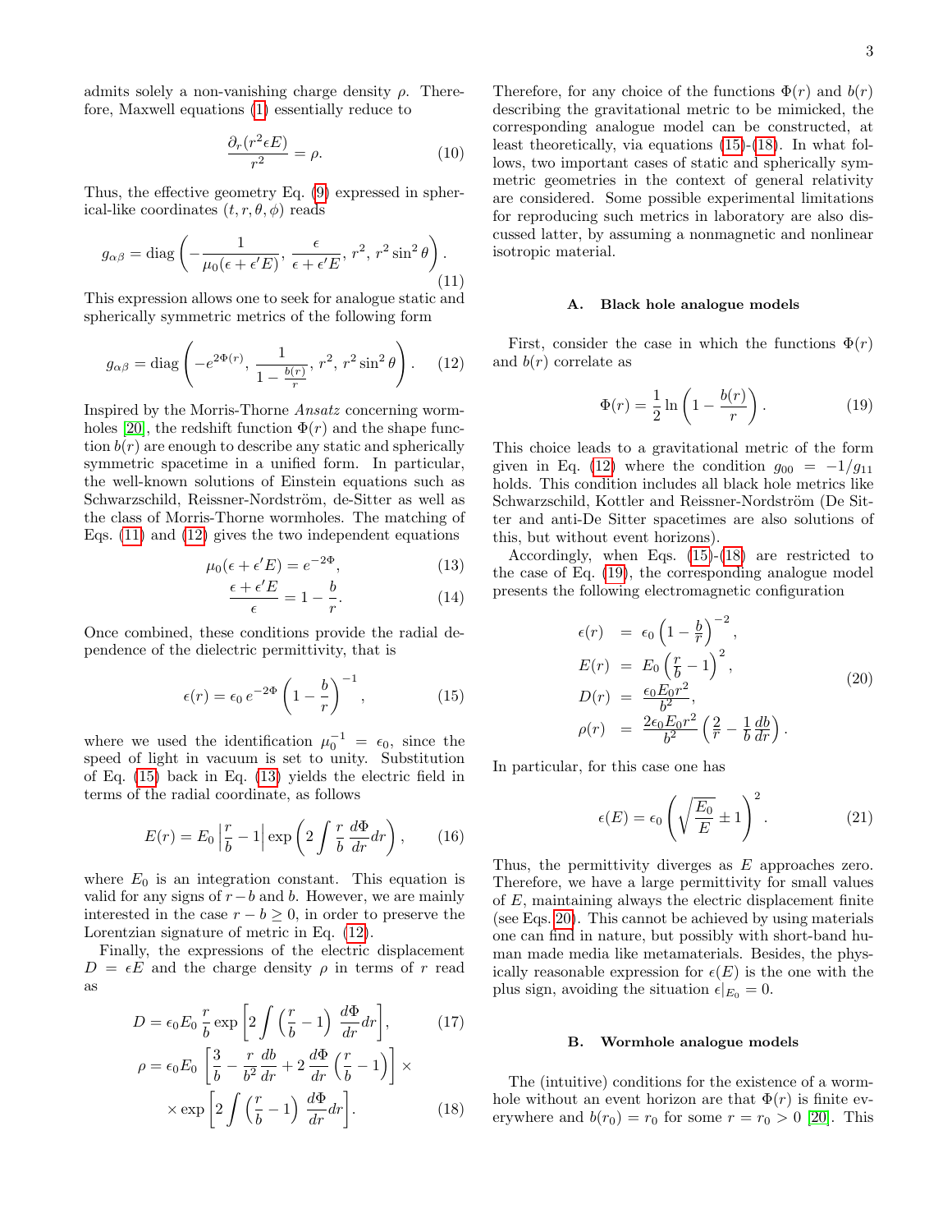admits solely a non-vanishing charge density $\rho$. Therefore, Maxwell equations (1) essentially reduce to

$$\frac{\partial_r(r^2\epsilon E)}{r^2} = \rho. \tag{10}$$

Thus, the effective geometry Eq. (9) expressed in spherical-like coordinates $(t, r, \theta, \phi)$ reads

$$g_{\alpha\beta} = \mathrm{diag}\left(-\frac{1}{\mu_0(\epsilon+\epsilon' E)},\, \frac{\epsilon}{\epsilon+\epsilon' E},\, r^2,\, r^2\sin^2\theta\right). \tag{11}$$

This expression allows one to seek for analogue static and spherically symmetric metrics of the following form

$$g_{\alpha\beta} = \mathrm{diag}\left(-e^{2\Phi(r)},\, \frac{1}{1-\frac{b(r)}{r}},\, r^2,\, r^2\sin^2\theta\right). \tag{12}$$

Inspired by the Morris-Thorne *Ansatz* concerning wormholes [20], the redshift function $\Phi(r)$ and the shape function $b(r)$ are enough to describe any static and spherically symmetric spacetime in a unified form. In particular, the well-known solutions of Einstein equations such as Schwarzschild, Reissner-Nordström, de-Sitter as well as the class of Morris-Thorne wormholes. The matching of Eqs. (11) and (12) gives the two independent equations

$$\mu_0(\epsilon+\epsilon' E) = e^{-2\Phi}, \tag{13}$$

$$\frac{\epsilon+\epsilon' E}{\epsilon} = 1 - \frac{b}{r}. \tag{14}$$

Once combined, these conditions provide the radial dependence of the dielectric permittivity, that is

$$\epsilon(r) = \epsilon_0\, e^{-2\Phi}\left(1-\frac{b}{r}\right)^{-1}, \tag{15}$$

where we used the identification $\mu_0^{-1} = \epsilon_0$, since the speed of light in vacuum is set to unity. Substitution of Eq. (15) back in Eq. (13) yields the electric field in terms of the radial coordinate, as follows

$$E(r) = E_0\left|\frac{r}{b}-1\right|\exp\left(2\int\frac{r}{b}\frac{d\Phi}{dr}dr\right), \tag{16}$$

where $E_0$ is an integration constant. This equation is valid for any signs of $r-b$ and $b$. However, we are mainly interested in the case $r-b \geq 0$, in order to preserve the Lorentzian signature of metric in Eq. (12).

Finally, the expressions of the electric displacement $D = \epsilon E$ and the charge density $\rho$ in terms of $r$ read as

$$D = \epsilon_0 E_0\,\frac{r}{b}\exp\left[2\int\left(\frac{r}{b}-1\right)\frac{d\Phi}{dr}dr\right], \tag{17}$$

$$\rho = \epsilon_0 E_0\left[\frac{3}{b} - \frac{r}{b^2}\frac{db}{dr} + 2\frac{d\Phi}{dr}\left(\frac{r}{b}-1\right)\right]\times \times\exp\left[2\int\left(\frac{r}{b}-1\right)\frac{d\Phi}{dr}dr\right]. \tag{18}$$

Therefore, for any choice of the functions $\Phi(r)$ and $b(r)$ describing the gravitational metric to be mimicked, the corresponding analogue model can be constructed, at least theoretically, via equations (15)-(18). In what follows, two important cases of static and spherically symmetric geometries in the context of general relativity are considered. Some possible experimental limitations for reproducing such metrics in laboratory are also discussed latter, by assuming a nonmagnetic and nonlinear isotropic material.

### A. Black hole analogue models

First, consider the case in which the functions $\Phi(r)$ and $b(r)$ correlate as

$$\Phi(r) = \frac{1}{2}\ln\left(1-\frac{b(r)}{r}\right). \tag{19}$$

This choice leads to a gravitational metric of the form given in Eq. (12) where the condition $g_{00} = -1/g_{11}$ holds. This condition includes all black hole metrics like Schwarzschild, Kottler and Reissner-Nordström (De Sitter and anti-De Sitter spacetimes are also solutions of this, but without event horizons).

Accordingly, when Eqs. (15)-(18) are restricted to the case of Eq. (19), the corresponding analogue model presents the following electromagnetic configuration

$$\begin{aligned}
\epsilon(r) &= \epsilon_0\left(1-\frac{b}{r}\right)^{-2},\\
E(r) &= E_0\left(\frac{r}{b}-1\right)^2,\\
D(r) &= \frac{\epsilon_0 E_0 r^2}{b^2},\\
\rho(r) &= \frac{2\epsilon_0 E_0 r^2}{b^2}\left(\frac{2}{r}-\frac{1}{b}\frac{db}{dr}\right).
\end{aligned} \tag{20}$$

In particular, for this case one has

$$\epsilon(E) = \epsilon_0\left(\sqrt{\frac{E_0}{E}}\pm 1\right)^2. \tag{21}$$

Thus, the permittivity diverges as $E$ approaches zero. Therefore, we have a large permittivity for small values of $E$, maintaining always the electric displacement finite (see Eqs. 20). This cannot be achieved by using materials one can find in nature, but possibly with short-band human made media like metamaterials. Besides, the physically reasonable expression for $\epsilon(E)$ is the one with the plus sign, avoiding the situation $\epsilon|_{E_0} = 0$.

### B. Wormhole analogue models

The (intuitive) conditions for the existence of a wormhole without an event horizon are that $\Phi(r)$ is finite everywhere and $b(r_0) = r_0$ for some $r = r_0 > 0$ [20]. This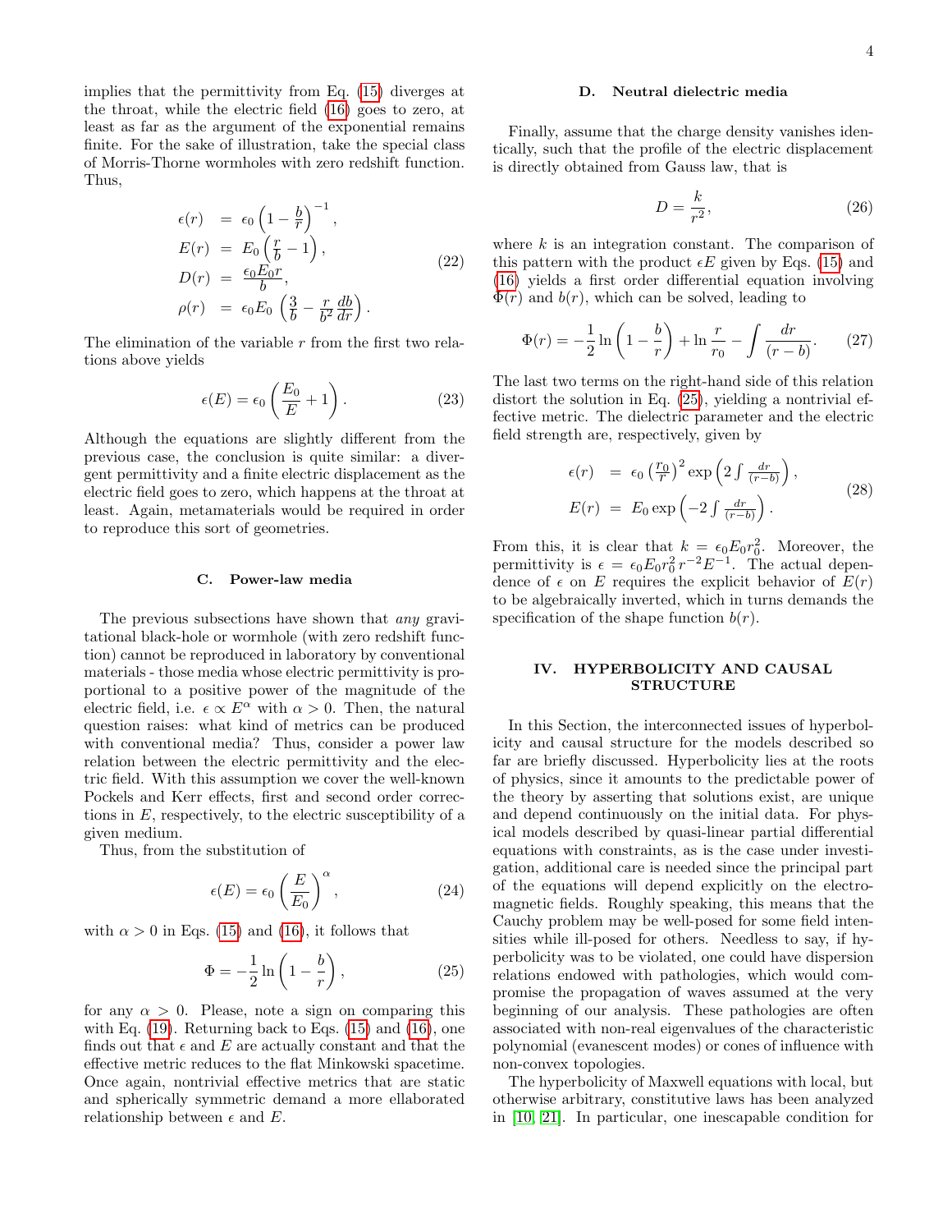implies that the permittivity from Eq. (15) diverges at the throat, while the electric field (16) goes to zero, at least as far as the argument of the exponential remains finite. For the sake of illustration, take the special class of Morris-Thorne wormholes with zero redshift function. Thus,

$$
\begin{aligned}
\epsilon(r) &= \epsilon_0 \left(1-\frac{b}{r}\right)^{-1}, \\
E(r) &= E_0 \left(\frac{r}{b}-1\right), \\
D(r) &= \frac{\epsilon_0 E_0 r}{b}, \\
\rho(r) &= \epsilon_0 E_0 \left(\frac{3}{b}-\frac{r}{b^2}\frac{db}{dr}\right).
\end{aligned}
\tag{22}
$$

The elimination of the variable $r$ from the first two relations above yields

$$
\epsilon(E) = \epsilon_0 \left(\frac{E_0}{E}+1\right). \tag{23}
$$

Although the equations are slightly different from the previous case, the conclusion is quite similar: a divergent permittivity and a finite electric displacement as the electric field goes to zero, which happens at the throat at least. Again, metamaterials would be required in order to reproduce this sort of geometries.

### C. Power-law media

The previous subsections have shown that *any* gravitational black-hole or wormhole (with zero redshift function) cannot be reproduced in laboratory by conventional materials - those media whose electric permittivity is proportional to a positive power of the magnitude of the electric field, i.e. $\epsilon \propto E^\alpha$ with $\alpha > 0$. Then, the natural question raises: what kind of metrics can be produced with conventional media? Thus, consider a power law relation between the electric permittivity and the electric field. With this assumption we cover the well-known Pockels and Kerr effects, first and second order corrections in $E$, respectively, to the electric susceptibility of a given medium.

Thus, from the substitution of

$$
\epsilon(E) = \epsilon_0 \left(\frac{E}{E_0}\right)^\alpha, \tag{24}
$$

with $\alpha > 0$ in Eqs. (15) and (16), it follows that

$$
\Phi = -\frac{1}{2}\ln\left(1-\frac{b}{r}\right), \tag{25}
$$

for any $\alpha > 0$. Please, note a sign on comparing this with Eq. (19). Returning back to Eqs. (15) and (16), one finds out that $\epsilon$ and $E$ are actually constant and that the effective metric reduces to the flat Minkowski spacetime. Once again, nontrivial effective metrics that are static and spherically symmetric demand a more ellaborated relationship between $\epsilon$ and $E$.

### D. Neutral dielectric media

Finally, assume that the charge density vanishes identically, such that the profile of the electric displacement is directly obtained from Gauss law, that is

$$
D = \frac{k}{r^2}, \tag{26}
$$

where $k$ is an integration constant. The comparison of this pattern with the product $\epsilon E$ given by Eqs. (15) and (16) yields a first order differential equation involving $\Phi(r)$ and $b(r)$, which can be solved, leading to

$$
\Phi(r) = -\frac{1}{2}\ln\left(1-\frac{b}{r}\right) + \ln\frac{r}{r_0} - \int\frac{dr}{(r-b)}. \tag{27}
$$

The last two terms on the right-hand side of this relation distort the solution in Eq. (25), yielding a nontrivial effective metric. The dielectric parameter and the electric field strength are, respectively, given by

$$
\begin{aligned}
\epsilon(r) &= \epsilon_0 \left(\frac{r_0}{r}\right)^2 \exp\left(2\int\frac{dr}{(r-b)}\right), \\
E(r) &= E_0 \exp\left(-2\int\frac{dr}{(r-b)}\right).
\end{aligned}
\tag{28}
$$

From this, it is clear that $k = \epsilon_0 E_0 r_0^2$. Moreover, the permittivity is $\epsilon = \epsilon_0 E_0 r_0^2 r^{-2} E^{-1}$. The actual dependence of $\epsilon$ on $E$ requires the explicit behavior of $E(r)$ to be algebraically inverted, which in turns demands the specification of the shape function $b(r)$.

## IV. HYPERBOLICITY AND CAUSAL STRUCTURE

In this Section, the interconnected issues of hyperbolicity and causal structure for the models described so far are briefly discussed. Hyperbolicity lies at the roots of physics, since it amounts to the predictable power of the theory by asserting that solutions exist, are unique and depend continuously on the initial data. For physical models described by quasi-linear partial differential equations with constraints, as is the case under investigation, additional care is needed since the principal part of the equations will depend explicitly on the electromagnetic fields. Roughly speaking, this means that the Cauchy problem may be well-posed for some field intensities while ill-posed for others. Needless to say, if hyperbolicity was to be violated, one could have dispersion relations endowed with pathologies, which would compromise the propagation of waves assumed at the very beginning of our analysis. These pathologies are often associated with non-real eigenvalues of the characteristic polynomial (evanescent modes) or cones of influence with non-convex topologies.

The hyperbolicity of Maxwell equations with local, but otherwise arbitrary, constitutive laws has been analyzed in [10, 21]. In particular, one inescapable condition for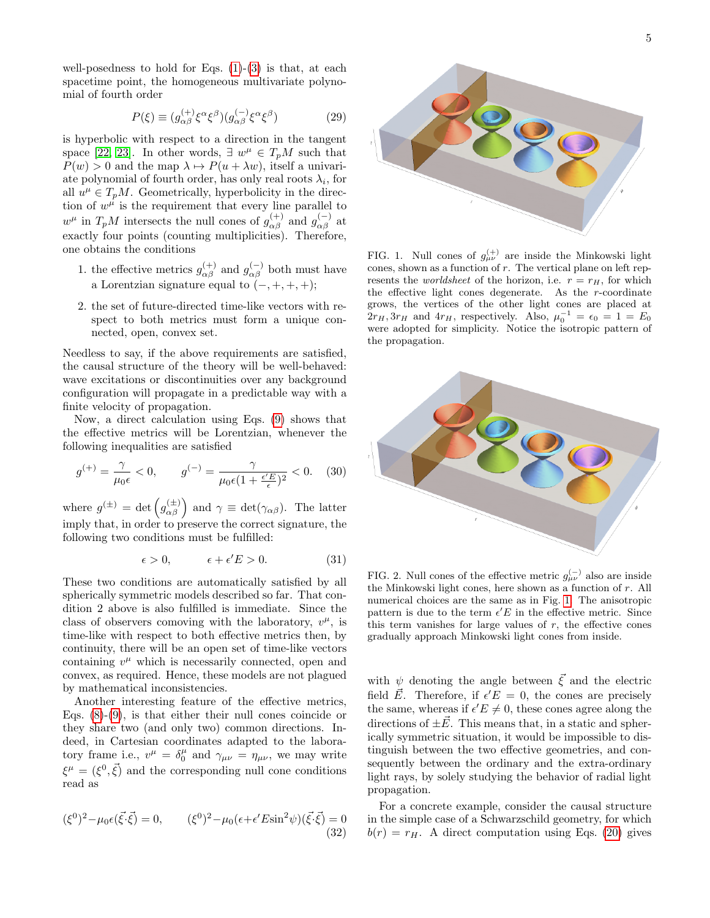well-posedness to hold for Eqs. (1)-(3) is that, at each spacetime point, the homogeneous multivariate polynomial of fourth order

$$P(\xi) \equiv (g^{(+)}_{\alpha\beta}\xi^\alpha\xi^\beta)(g^{(-)}_{\alpha\beta}\xi^\alpha\xi^\beta) \tag{29}$$

is hyperbolic with respect to a direction in the tangent space [22, 23]. In other words, $\exists\ w^\mu \in T_pM$ such that $P(w) > 0$ and the map $\lambda \mapsto P(u + \lambda w)$, itself a univariate polynomial of fourth order, has only real roots $\lambda_i$, for all $u^\mu \in T_pM$. Geometrically, hyperbolicity in the direction of $w^\mu$ is the requirement that every line parallel to $w^\mu$ in $T_pM$ intersects the null cones of $g^{(+)}_{\alpha\beta}$ and $g^{(-)}_{\alpha\beta}$ at exactly four points (counting multiplicities). Therefore, one obtains the conditions

1. the effective metrics $g^{(+)}_{\alpha\beta}$ and $g^{(-)}_{\alpha\beta}$ both must have a Lorentzian signature equal to $(-, +, +, +)$;
2. the set of future-directed time-like vectors with respect to both metrics must form a unique connected, open, convex set.

Needless to say, if the above requirements are satisfied, the causal structure of the theory will be well-behaved: wave excitations or discontinuities over any background configuration will propagate in a predictable way with a finite velocity of propagation.

Now, a direct calculation using Eqs. (9) shows that the effective metrics will be Lorentzian, whenever the following inequalities are satisfied

$$g^{(+)} = \frac{\gamma}{\mu_0\epsilon} < 0, \qquad g^{(-)} = \frac{\gamma}{\mu_0\epsilon(1+\frac{\epsilon' E}{\epsilon})^2} < 0. \tag{30}$$

where $g^{(\pm)} = \det\left(g^{(\pm)}_{\alpha\beta}\right)$ and $\gamma \equiv \det(\gamma_{\alpha\beta})$. The latter imply that, in order to preserve the correct signature, the following two conditions must be fulfilled:

$$\epsilon > 0, \qquad \epsilon + \epsilon' E > 0. \tag{31}$$

These two conditions are automatically satisfied by all spherically symmetric models described so far. That condition 2 above is also fulfilled is immediate. Since the class of observers comoving with the laboratory, $v^\mu$, is time-like with respect to both effective metrics then, by continuity, there will be an open set of time-like vectors containing $v^\mu$ which is necessarily connected, open and convex, as required. Hence, these models are not plagued by mathematical inconsistencies.

Another interesting feature of the effective metrics, Eqs. (8)-(9), is that either their null cones coincide or they share two (and only two) common directions. Indeed, in Cartesian coordinates adapted to the laboratory frame i.e., $v^\mu = \delta^\mu_0$ and $\gamma_{\mu\nu} = \eta_{\mu\nu}$, we may write $\xi^\mu = (\xi^0, \vec{\xi})$ and the corresponding null cone conditions read as

$$(\xi^0)^2 - \mu_0\epsilon(\vec{\xi}\cdot\vec{\xi}) = 0, \qquad (\xi^0)^2 - \mu_0(\epsilon + \epsilon' E \sin^2\psi)(\vec{\xi}\cdot\vec{\xi}) = 0 \tag{32}$$

FIG. 1. Null cones of $g^{(+)}_{\mu\nu}$ are inside the Minkowski light cones, shown as a function of $r$. The vertical plane on left represents the *worldsheet* of the horizon, i.e. $r = r_H$, for which the effective light cones degenerate. As the $r$-coordinate grows, the vertices of the other light cones are placed at $2r_H, 3r_H$ and $4r_H$, respectively. Also, $\mu_0^{-1} = \epsilon_0 = 1 = E_0$ were adopted for simplicity. Notice the isotropic pattern of the propagation.

FIG. 2. Null cones of the effective metric $g^{(-)}_{\mu\nu}$ also are inside the Minkowski light cones, here shown as a function of $r$. All numerical choices are the same as in Fig. 1. The anisotropic pattern is due to the term $\epsilon' E$ in the effective metric. Since this term vanishes for large values of $r$, the effective cones gradually approach Minkowski light cones from inside.

with $\psi$ denoting the angle between $\vec{\xi}$ and the electric field $\vec{E}$. Therefore, if $\epsilon' E = 0$, the cones are precisely the same, whereas if $\epsilon' E \neq 0$, these cones agree along the directions of $\pm\vec{E}$. This means that, in a static and spherically symmetric situation, it would be impossible to distinguish between the two effective geometries, and consequently between the ordinary and the extra-ordinary light rays, by solely studying the behavior of radial light propagation.

For a concrete example, consider the causal structure in the simple case of a Schwarzschild geometry, for which $b(r) = r_H$. A direct computation using Eqs. (20) gives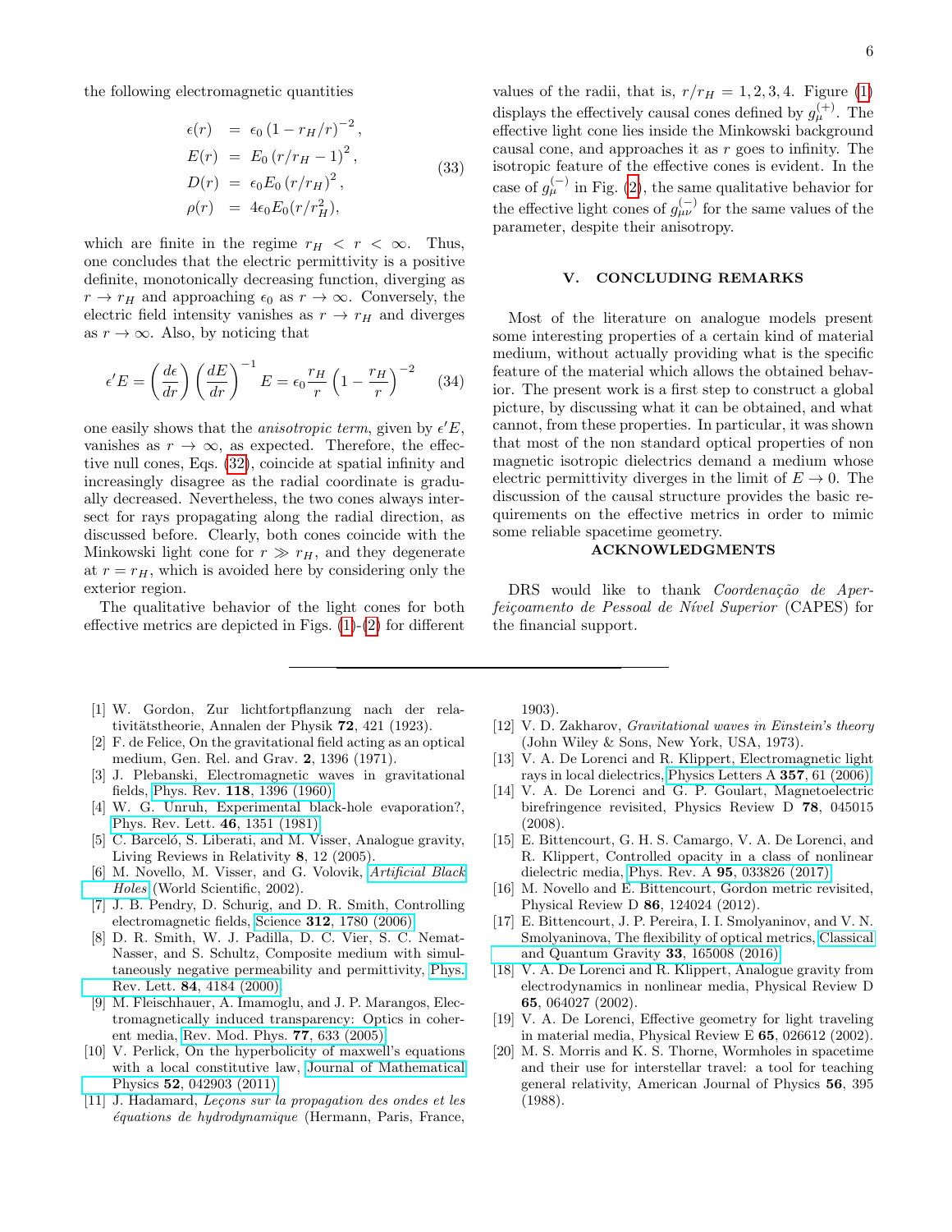the following electromagnetic quantities

$$
\begin{aligned}
\epsilon(r) &= \epsilon_0 \left(1 - r_H/r\right)^{-2}, \\
E(r) &= E_0 \left(r/r_H - 1\right)^2, \\
D(r) &= \epsilon_0 E_0 \left(r/r_H\right)^2, \\
\rho(r) &= 4\epsilon_0 E_0 (r/r_H^2),
\end{aligned} \tag{33}
$$

which are finite in the regime $r_H < r < \infty$. Thus, one concludes that the electric permittivity is a positive definite, monotonically decreasing function, diverging as $r \to r_H$ and approaching $\epsilon_0$ as $r \to \infty$. Conversely, the electric field intensity vanishes as $r \to r_H$ and diverges as $r \to \infty$. Also, by noticing that

$$
\epsilon' E = \left(\frac{d\epsilon}{dr}\right)\left(\frac{dE}{dr}\right)^{-1} E = \epsilon_0 \frac{r_H}{r}\left(1 - \frac{r_H}{r}\right)^{-2} \tag{34}
$$

one easily shows that the *anisotropic term*, given by $\epsilon' E$, vanishes as $r \to \infty$, as expected. Therefore, the effective null cones, Eqs. (32), coincide at spatial infinity and increasingly disagree as the radial coordinate is gradually decreased. Nevertheless, the two cones always intersect for rays propagating along the radial direction, as discussed before. Clearly, both cones coincide with the Minkowski light cone for $r \gg r_H$, and they degenerate at $r = r_H$, which is avoided here by considering only the exterior region.

The qualitative behavior of the light cones for both effective metrics are depicted in Figs. (1)-(2) for different values of the radii, that is, $r/r_H = 1, 2, 3, 4$. Figure (1) displays the effectively causal cones defined by $g_\mu^{(+)}$. The effective light cone lies inside the Minkowski background causal cone, and approaches it as $r$ goes to infinity. The isotropic feature of the effective cones is evident. In the case of $g_\mu^{(-)}$ in Fig. (2), the same qualitative behavior for the effective light cones of $g_{\mu\nu}^{(-)}$ for the same values of the parameter, despite their anisotropy.

## V. CONCLUDING REMARKS

Most of the literature on analogue models present some interesting properties of a certain kind of material medium, without actually providing what is the specific feature of the material which allows the obtained behavior. The present work is a first step to construct a global picture, by discussing what it can be obtained, and what cannot, from these properties. In particular, it was shown that most of the non standard optical properties of non magnetic isotropic dielectrics demand a medium whose electric permittivity diverges in the limit of $E \to 0$. The discussion of the causal structure provides the basic requirements on the effective metrics in order to mimic some reliable spacetime geometry.

## ACKNOWLEDGMENTS

DRS would like to thank *Coordenação de Aperfeiçoamento de Pessoal de Nível Superior* (CAPES) for the financial support.

---

[1] W. Gordon, Zur lichtfortpflanzung nach der relativitätstheorie, Annalen der Physik **72**, 421 (1923).

[2] F. de Felice, On the gravitational field acting as an optical medium, Gen. Rel. and Grav. **2**, 1396 (1971).

[3] J. Plebanski, Electromagnetic waves in gravitational fields, Phys. Rev. **118**, 1396 (1960).

[4] W. G. Unruh, Experimental black-hole evaporation?, Phys. Rev. Lett. **46**, 1351 (1981).

[5] C. Barceló, S. Liberati, and M. Visser, Analogue gravity, Living Reviews in Relativity **8**, 12 (2005).

[6] M. Novello, M. Visser, and G. Volovik, *Artificial Black Holes* (World Scientific, 2002).

[7] J. B. Pendry, D. Schurig, and D. R. Smith, Controlling electromagnetic fields, Science **312**, 1780 (2006).

[8] D. R. Smith, W. J. Padilla, D. C. Vier, S. C. Nemat-Nasser, and S. Schultz, Composite medium with simultaneously negative permeability and permittivity, Phys. Rev. Lett. **84**, 4184 (2000).

[9] M. Fleischhauer, A. Imamoglu, and J. P. Marangos, Electromagnetically induced transparency: Optics in coherent media, Rev. Mod. Phys. **77**, 633 (2005).

[10] V. Perlick, On the hyperbolicity of maxwell's equations with a local constitutive law, Journal of Mathematical Physics **52**, 042903 (2011).

[11] J. Hadamard, *Leçons sur la propagation des ondes et les équations de hydrodynamique* (Hermann, Paris, France, 1903).

[12] V. D. Zakharov, *Gravitational waves in Einstein's theory* (John Wiley & Sons, New York, USA, 1973).

[13] V. A. De Lorenci and R. Klippert, Electromagnetic light rays in local dielectrics, Physics Letters A **357**, 61 (2006).

[14] V. A. De Lorenci and G. P. Goulart, Magnetoelectric birefringence revisited, Physics Review D **78**, 045015 (2008).

[15] E. Bittencourt, G. H. S. Camargo, V. A. De Lorenci, and R. Klippert, Controlled opacity in a class of nonlinear dielectric media, Phys. Rev. A **95**, 033826 (2017).

[16] M. Novello and E. Bittencourt, Gordon metric revisited, Physical Review D **86**, 124024 (2012).

[17] E. Bittencourt, J. P. Pereira, I. I. Smolyaninov, and V. N. Smolyaninova, The flexibility of optical metrics, Classical and Quantum Gravity **33**, 165008 (2016).

[18] V. A. De Lorenci and R. Klippert, Analogue gravity from electrodynamics in nonlinear media, Physical Review D **65**, 064027 (2002).

[19] V. A. De Lorenci, Effective geometry for light traveling in material media, Physical Review E **65**, 026612 (2002).

[20] M. S. Morris and K. S. Thorne, Wormholes in spacetime and their use for interstellar travel: a tool for teaching general relativity, American Journal of Physics **56**, 395 (1988).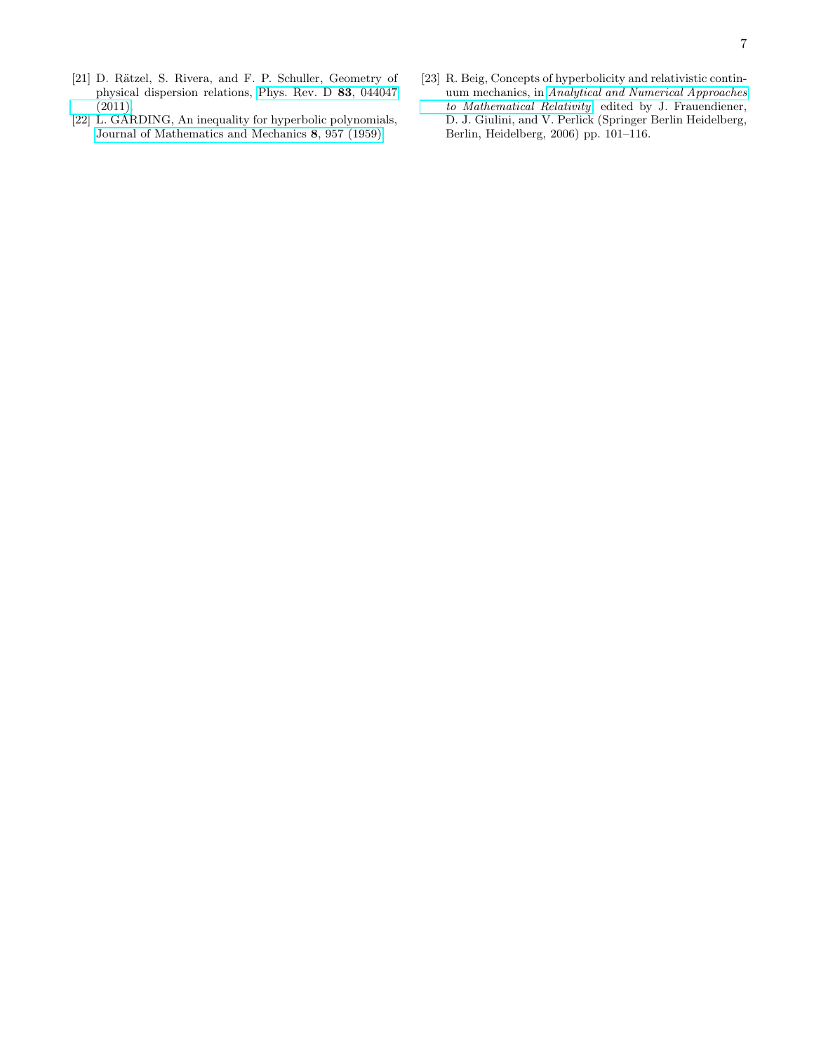[21] D. Rätzel, S. Rivera, and F. P. Schuller, Geometry of physical dispersion relations, Phys. Rev. D **83**, 044047 (2011).

[22] L. GÅRDING, An inequality for hyperbolic polynomials, Journal of Mathematics and Mechanics **8**, 957 (1959).

[23] R. Beig, Concepts of hyperbolicity and relativistic continuum mechanics, in *Analytical and Numerical Approaches to Mathematical Relativity*, edited by J. Frauendiener, D. J. Giulini, and V. Perlick (Springer Berlin Heidelberg, Berlin, Heidelberg, 2006) pp. 101–116.